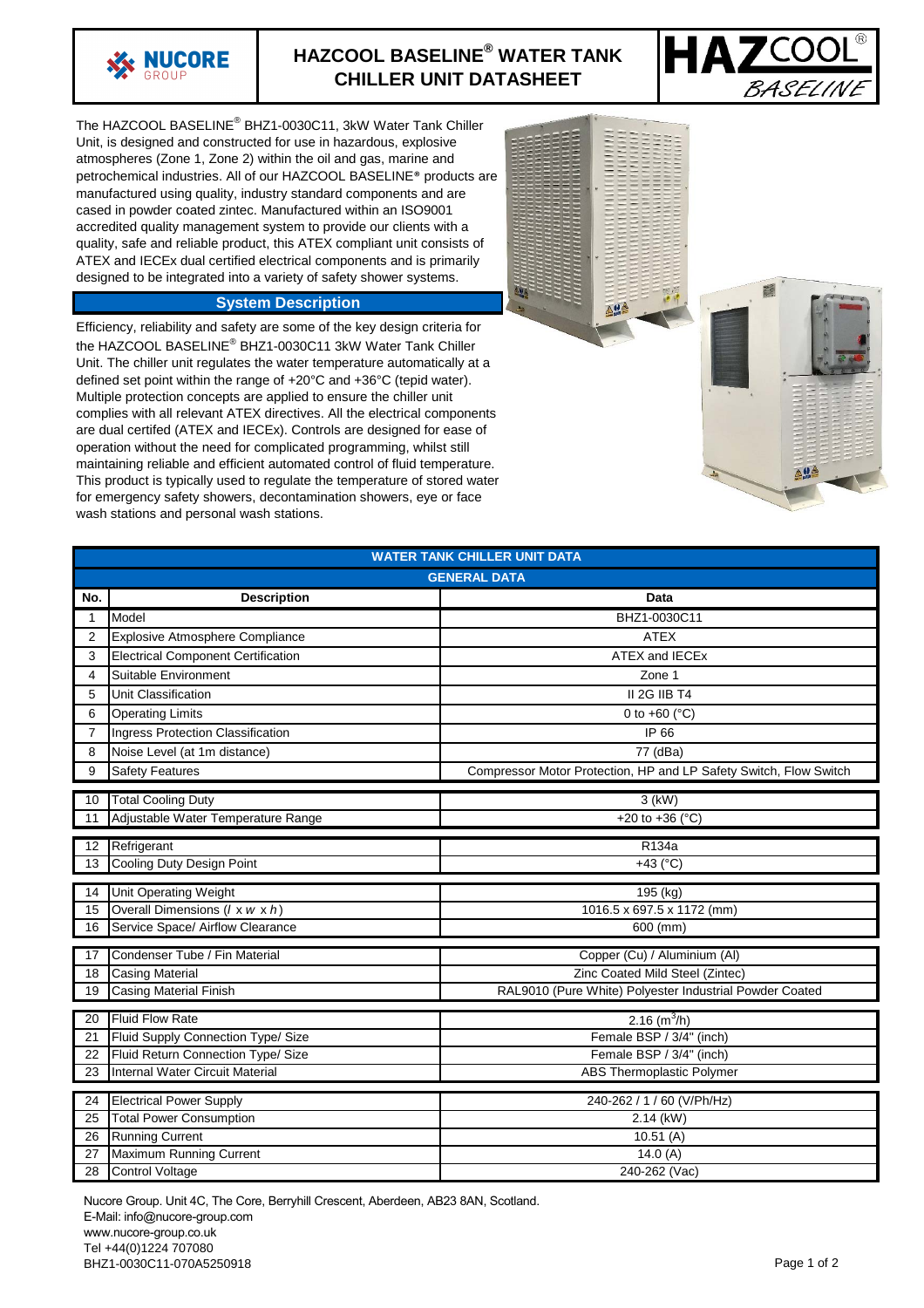# HAZCOOL BASELINE® WATER TANK CHILLER UNIT DATASHEET

NUCORE GROUP

HAZCOOL® BASELINE

The HAZCOOL BASELINE® BHZ1-0030C11, 3kW Water Tank Chiller Unit, is designed and constructed for use in hazardous, explosive atmospheres (Zone 1, Zone 2) within the oil and gas, marine and petrochemical industries. All of our HAZCOOL BASELINE® products are manufactured using quality, industry standard components and are cased in powder coated zintec. Manufactured within an ISO9001 accredited quality management system to provide our clients with a quality, safe and reliable product, this ATEX compliant unit consists of ATEX and IECEx dual certified electrical components and is primarily designed to be integrated into a variety of safety shower systems.

## System Description

Efficiency, reliability and safety are some of the key design criteria for the HAZCOOL BASELINE® BHZ1-0030C11 3kW Water Tank Chiller Unit. The chiller unit regulates the water temperature automatically at a defined set point within the range of +20°C and +36°C (tepid water). Multiple protection concepts are applied to ensure the chiller unit complies with all relevant ATEX directives. All the electrical components are dual certifed (ATEX and IECEx). Controls are designed for ease of operation without the need for complicated programming, whilst still maintaining reliable and efficient automated control of fluid temperature. This product is typically used to regulate the temperature of stored water for emergency safety showers, decontamination showers, eye or face wash stations and personal wash stations.

## WATER TANK CHILLER UNIT DATA

### GENERAL DATA

| No. | Description | Data |
|---|---|---|
| 1 | Model | BHZ1-0030C11 |
| 2 | Explosive Atmosphere Compliance | ATEX |
| 3 | Electrical Component Certification | ATEX and IECEx |
| 4 | Suitable Environment | Zone 1 |
| 5 | Unit Classification | II 2G IIB T4 |
| 6 | Operating Limits | 0 to +60 (°C) |
| 7 | Ingress Protection Classification | IP 66 |
| 8 | Noise Level (at 1m distance) | 77 (dBa) |
| 9 | Safety Features | Compressor Motor Protection, HP and LP Safety Switch, Flow Switch |
| 10 | Total Cooling Duty | 3 (kW) |
| 11 | Adjustable Water Temperature Range | +20 to +36 (°C) |
| 12 | Refrigerant | R134a |
| 13 | Cooling Duty Design Point | +43 (°C) |
| 14 | Unit Operating Weight | 195 (kg) |
| 15 | Overall Dimensions (*l* x *w* x *h*) | 1016.5 x 697.5 x 1172 (mm) |
| 16 | Service Space/ Airflow Clearance | 600 (mm) |
| 17 | Condenser Tube / Fin Material | Copper (Cu) / Aluminium (Al) |
| 18 | Casing Material | Zinc Coated Mild Steel (Zintec) |
| 19 | Casing Material Finish | RAL9010 (Pure White) Polyester Industrial Powder Coated |
| 20 | Fluid Flow Rate | 2.16 ($m^3$/h) |
| 21 | Fluid Supply Connection Type/ Size | Female BSP / 3/4" (inch) |
| 22 | Fluid Return Connection Type/ Size | Female BSP / 3/4" (inch) |
| 23 | Internal Water Circuit Material | ABS Thermoplastic Polymer |
| 24 | Electrical Power Supply | 240-262 / 1 / 60 (V/Ph/Hz) |
| 25 | Total Power Consumption | 2.14 (kW) |
| 26 | Running Current | 10.51 (A) |
| 27 | Maximum Running Current | 14.0 (A) |
| 28 | Control Voltage | 240-262 (Vac) |

Nucore Group. Unit 4C, The Core, Berryhill Crescent, Aberdeen, AB23 8AN, Scotland.
E-Mail: info@nucore-group.com
www.nucore-group.co.uk
Tel +44(0)1224 707080
BHZ1-0030C11-070A5250918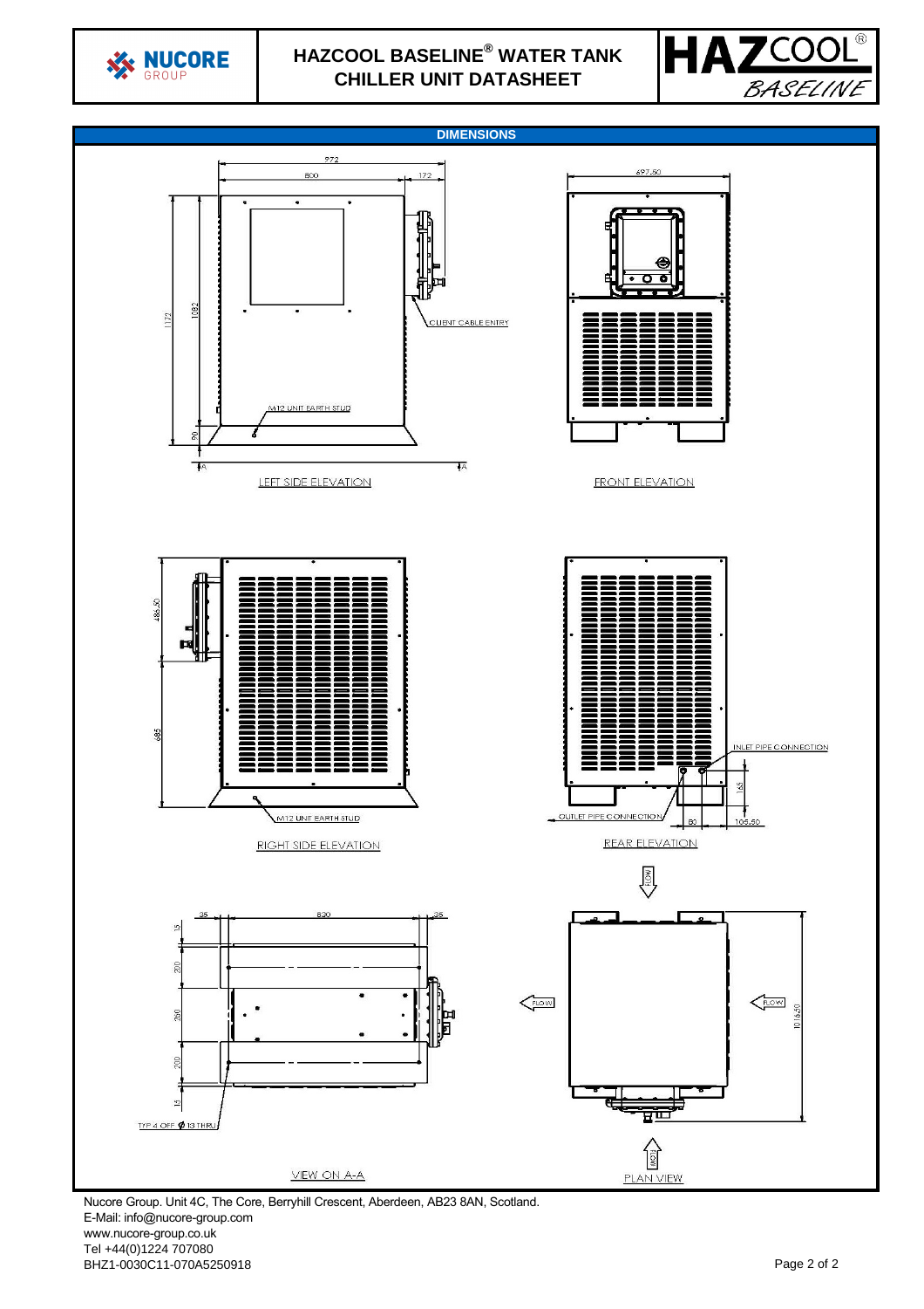# HAZCOOL BASELINE® WATER TANK CHILLER UNIT DATASHEET

## DIMENSIONS

972
800
172
1172
1082
90
CLIENT CABLE ENTRY
M12 UNIT EARTH STUD
A
A
LEFT SIDE ELEVATION

697.50
FRONT ELEVATION

486.50
685
M12 UNIT EARTH STUD
RIGHT SIDE ELEVATION

INLET PIPE CONNECTION
165
OUTLET PIPE CONNECTION
80
105.50
REAR ELEVATION

35
830
35
15
200
260
200
15
TYP 4 OFF Ø 13 THRU
VIEW ON A-A

FLOW
FLOW
FLOW
FLOW
1018.50
PLAN VIEW

Nucore Group. Unit 4C, The Core, Berryhill Crescent, Aberdeen, AB23 8AN, Scotland.
E-Mail: info@nucore-group.com
www.nucore-group.co.uk
Tel +44(0)1224 707080
BHZ1-0030C11-070A5250918